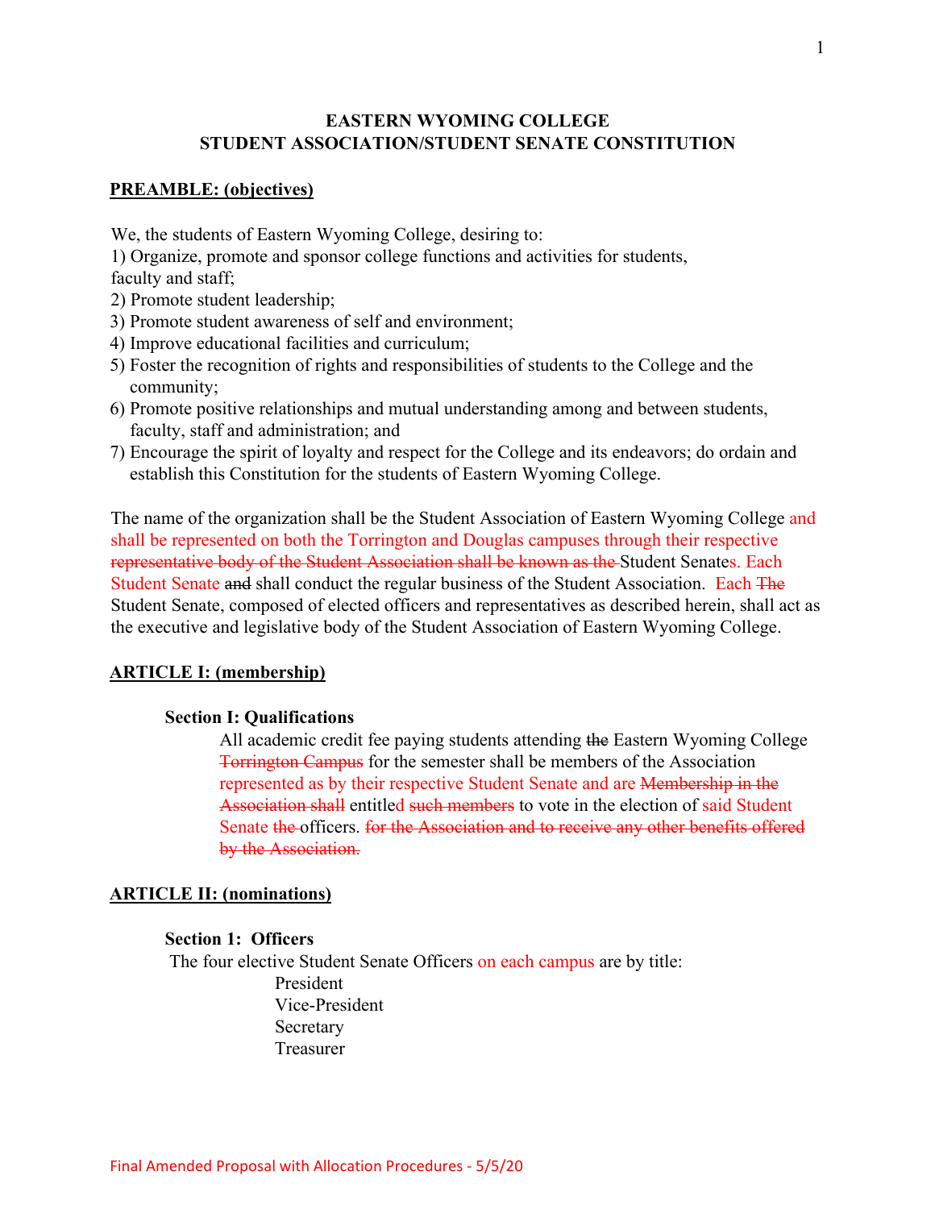**EASTERN WYOMING COLLEGE**
**STUDENT ASSOCIATION/STUDENT SENATE CONSTITUTION**

## PREAMBLE: (objectives)

We, the students of Eastern Wyoming College, desiring to:

1) Organize, promote and sponsor college functions and activities for students, faculty and staff;
2) Promote student leadership;
3) Promote student awareness of self and environment;
4) Improve educational facilities and curriculum;
5) Foster the recognition of rights and responsibilities of students to the College and the community;
6) Promote positive relationships and mutual understanding among and between students, faculty, staff and administration; and
7) Encourage the spirit of loyalty and respect for the College and its endeavors; do ordain and establish this Constitution for the students of Eastern Wyoming College.

The name of the organization shall be the Student Association of Eastern Wyoming College and shall be represented on both the Torrington and Douglas campuses through their respective ~~representative body of the Student Association shall be known as the~~ Student Senates. Each Student Senate ~~and~~ shall conduct the regular business of the Student Association. Each ~~The~~ Student Senate, composed of elected officers and representatives as described herein, shall act as the executive and legislative body of the Student Association of Eastern Wyoming College.

## ARTICLE I: (membership)

### Section I: Qualifications

All academic credit fee paying students attending ~~the~~ Eastern Wyoming College ~~Torrington Campus~~ for the semester shall be members of the Association represented as by their respective Student Senate and are ~~Membership in the Association shall~~ entitled ~~such members~~ to vote in the election of said Student Senate ~~the~~ officers. ~~for the Association and to receive any other benefits offered by the Association.~~

## ARTICLE II: (nominations)

### Section 1: Officers

The four elective Student Senate Officers on each campus are by title:

President
Vice-President
Secretary
Treasurer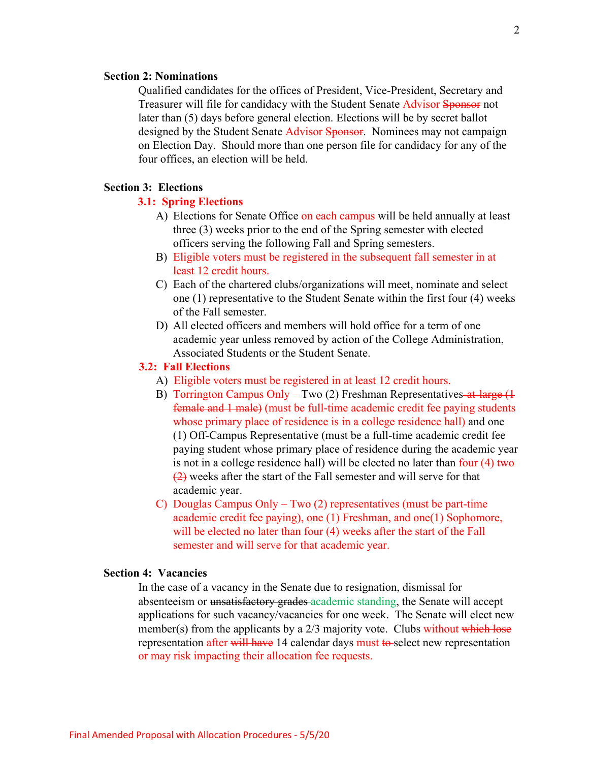**Section 2: Nominations**

Qualified candidates for the offices of President, Vice-President, Secretary and Treasurer will file for candidacy with the Student Senate Advisor ~~Sponsor~~ not later than (5) days before general election. Elections will be by secret ballot designed by the Student Senate Advisor ~~Sponsor~~. Nominees may not campaign on Election Day. Should more than one person file for candidacy for any of the four offices, an election will be held.

**Section 3: Elections**

**3.1: Spring Elections**

A) Elections for Senate Office on each campus will be held annually at least three (3) weeks prior to the end of the Spring semester with elected officers serving the following Fall and Spring semesters.

B) Eligible voters must be registered in the subsequent fall semester in at least 12 credit hours.

C) Each of the chartered clubs/organizations will meet, nominate and select one (1) representative to the Student Senate within the first four (4) weeks of the Fall semester.

D) All elected officers and members will hold office for a term of one academic year unless removed by action of the College Administration, Associated Students or the Student Senate.

**3.2: Fall Elections**

A) Eligible voters must be registered in at least 12 credit hours.

B) Torrington Campus Only – Two (2) Freshman Representatives ~~at-large (1 female and 1 male)~~ (must be full-time academic credit fee paying students whose primary place of residence is in a college residence hall) and one (1) Off-Campus Representative (must be a full-time academic credit fee paying student whose primary place of residence during the academic year is not in a college residence hall) will be elected no later than four (4) ~~two (2)~~ weeks after the start of the Fall semester and will serve for that academic year.

C) Douglas Campus Only – Two (2) representatives (must be part-time academic credit fee paying), one (1) Freshman, and one(1) Sophomore, will be elected no later than four (4) weeks after the start of the Fall semester and will serve for that academic year.

**Section 4: Vacancies**

In the case of a vacancy in the Senate due to resignation, dismissal for absenteeism or ~~unsatisfactory grades~~ academic standing, the Senate will accept applications for such vacancy/vacancies for one week. The Senate will elect new member(s) from the applicants by a 2/3 majority vote. Clubs without ~~which lose~~ representation after ~~will have~~ 14 calendar days must ~~to~~ select new representation or may risk impacting their allocation fee requests.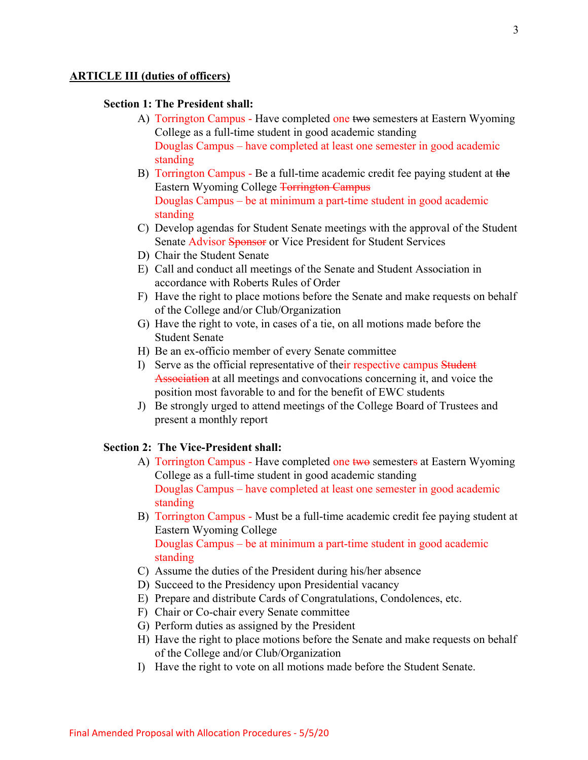**ARTICLE III (duties of officers)**

**Section 1: The President shall:**

A) Torrington Campus - Have completed one ~~two~~ semester~~s~~ at Eastern Wyoming College as a full-time student in good academic standing
Douglas Campus – have completed at least one semester in good academic standing

B) Torrington Campus - Be a full-time academic credit fee paying student at ~~the~~ Eastern Wyoming College ~~Torrington Campus~~
Douglas Campus – be at minimum a part-time student in good academic standing

C) Develop agendas for Student Senate meetings with the approval of the Student Senate Advisor ~~Sponsor~~ or Vice President for Student Services

D) Chair the Student Senate

E) Call and conduct all meetings of the Senate and Student Association in accordance with Roberts Rules of Order

F) Have the right to place motions before the Senate and make requests on behalf of the College and/or Club/Organization

G) Have the right to vote, in cases of a tie, on all motions made before the Student Senate

H) Be an ex-officio member of every Senate committee

I) Serve as the official representative of their respective campus ~~Student Association~~ at all meetings and convocations concerning it, and voice the position most favorable to and for the benefit of EWC students

J) Be strongly urged to attend meetings of the College Board of Trustees and present a monthly report

**Section 2: The Vice-President shall:**

A) Torrington Campus - Have completed one ~~two~~ semester~~s~~ at Eastern Wyoming College as a full-time student in good academic standing
Douglas Campus – have completed at least one semester in good academic standing

B) Torrington Campus - Must be a full-time academic credit fee paying student at Eastern Wyoming College
Douglas Campus – be at minimum a part-time student in good academic standing

C) Assume the duties of the President during his/her absence

D) Succeed to the Presidency upon Presidential vacancy

E) Prepare and distribute Cards of Congratulations, Condolences, etc.

F) Chair or Co-chair every Senate committee

G) Perform duties as assigned by the President

H) Have the right to place motions before the Senate and make requests on behalf of the College and/or Club/Organization

I) Have the right to vote on all motions made before the Student Senate.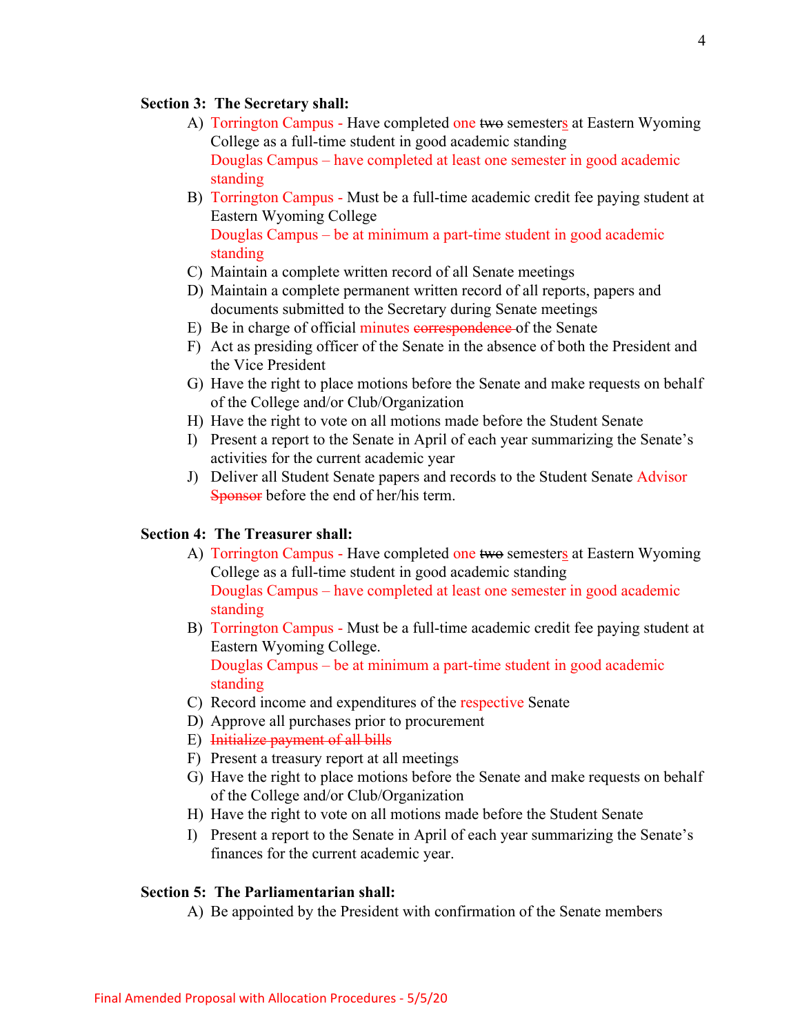**Section 3: The Secretary shall:**

A) Torrington Campus - Have completed one ~~two~~ semesters at Eastern Wyoming College as a full-time student in good academic standing
   Douglas Campus – have completed at least one semester in good academic standing
B) Torrington Campus - Must be a full-time academic credit fee paying student at Eastern Wyoming College
   Douglas Campus – be at minimum a part-time student in good academic standing
C) Maintain a complete written record of all Senate meetings
D) Maintain a complete permanent written record of all reports, papers and documents submitted to the Secretary during Senate meetings
E) Be in charge of official minutes ~~correspondence~~ of the Senate
F) Act as presiding officer of the Senate in the absence of both the President and the Vice President
G) Have the right to place motions before the Senate and make requests on behalf of the College and/or Club/Organization
H) Have the right to vote on all motions made before the Student Senate
I) Present a report to the Senate in April of each year summarizing the Senate's activities for the current academic year
J) Deliver all Student Senate papers and records to the Student Senate Advisor ~~Sponsor~~ before the end of her/his term.

**Section 4: The Treasurer shall:**

A) Torrington Campus - Have completed one ~~two~~ semesters at Eastern Wyoming College as a full-time student in good academic standing
   Douglas Campus – have completed at least one semester in good academic standing
B) Torrington Campus - Must be a full-time academic credit fee paying student at Eastern Wyoming College.
   Douglas Campus – be at minimum a part-time student in good academic standing
C) Record income and expenditures of the respective Senate
D) Approve all purchases prior to procurement
E) ~~Initialize payment of all bills~~
F) Present a treasury report at all meetings
G) Have the right to place motions before the Senate and make requests on behalf of the College and/or Club/Organization
H) Have the right to vote on all motions made before the Student Senate
I) Present a report to the Senate in April of each year summarizing the Senate's finances for the current academic year.

**Section 5: The Parliamentarian shall:**

A) Be appointed by the President with confirmation of the Senate members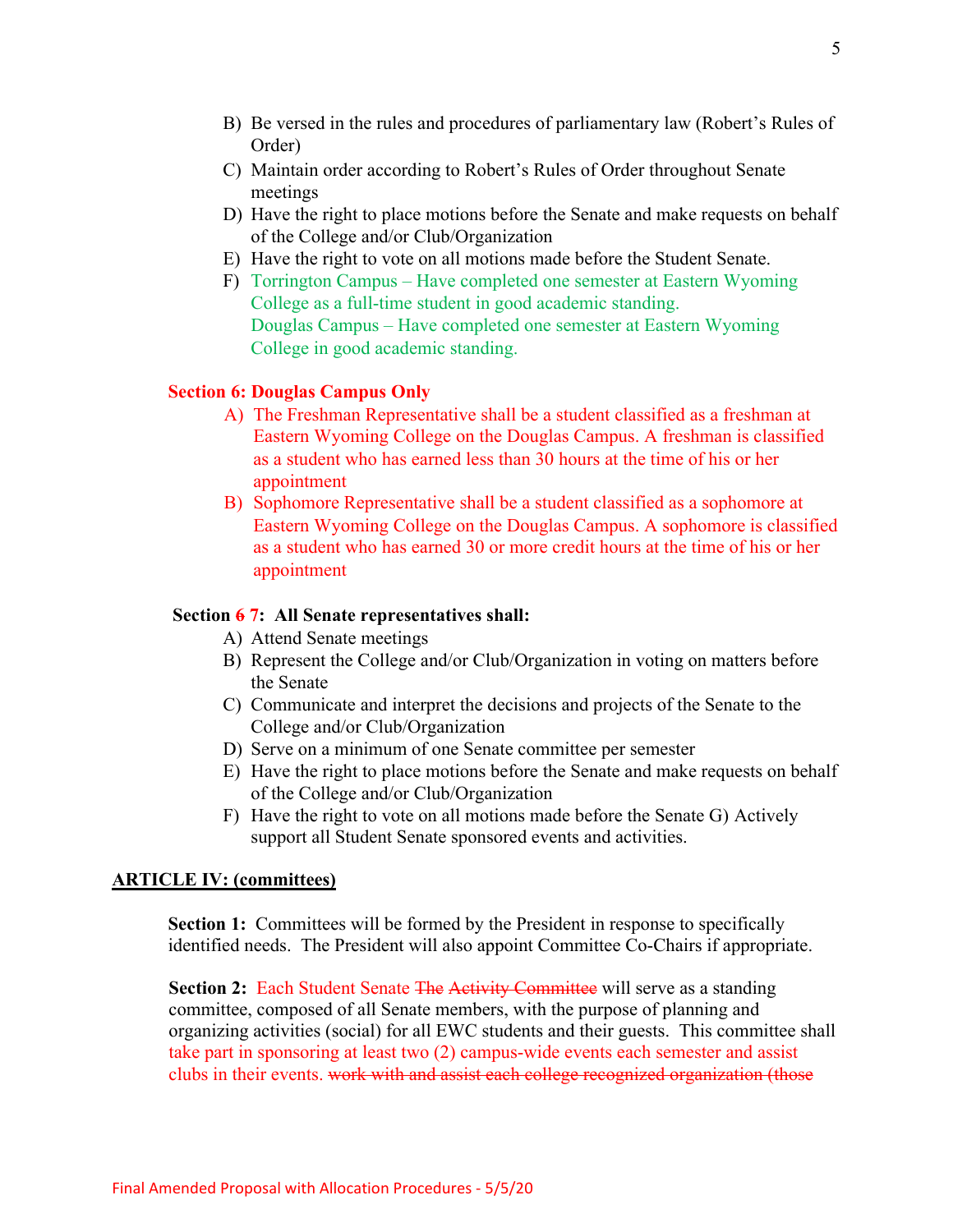B) Be versed in the rules and procedures of parliamentary law (Robert's Rules of Order)
C) Maintain order according to Robert's Rules of Order throughout Senate meetings
D) Have the right to place motions before the Senate and make requests on behalf of the College and/or Club/Organization
E) Have the right to vote on all motions made before the Student Senate.
F) Torrington Campus – Have completed one semester at Eastern Wyoming College as a full-time student in good academic standing.
Douglas Campus – Have completed one semester at Eastern Wyoming College in good academic standing.

**Section 6: Douglas Campus Only**

A) The Freshman Representative shall be a student classified as a freshman at Eastern Wyoming College on the Douglas Campus. A freshman is classified as a student who has earned less than 30 hours at the time of his or her appointment
B) Sophomore Representative shall be a student classified as a sophomore at Eastern Wyoming College on the Douglas Campus. A sophomore is classified as a student who has earned 30 or more credit hours at the time of his or her appointment

**Section ~~6~~ 7: All Senate representatives shall:**

A) Attend Senate meetings
B) Represent the College and/or Club/Organization in voting on matters before the Senate
C) Communicate and interpret the decisions and projects of the Senate to the College and/or Club/Organization
D) Serve on a minimum of one Senate committee per semester
E) Have the right to place motions before the Senate and make requests on behalf of the College and/or Club/Organization
F) Have the right to vote on all motions made before the Senate G) Actively support all Student Senate sponsored events and activities.

**ARTICLE IV: (committees)**

**Section 1:** Committees will be formed by the President in response to specifically identified needs. The President will also appoint Committee Co-Chairs if appropriate.

**Section 2:** Each Student Senate ~~The Activity Committee~~ will serve as a standing committee, composed of all Senate members, with the purpose of planning and organizing activities (social) for all EWC students and their guests. This committee shall take part in sponsoring at least two (2) campus-wide events each semester and assist clubs in their events. ~~work with and assist each college recognized organization (those~~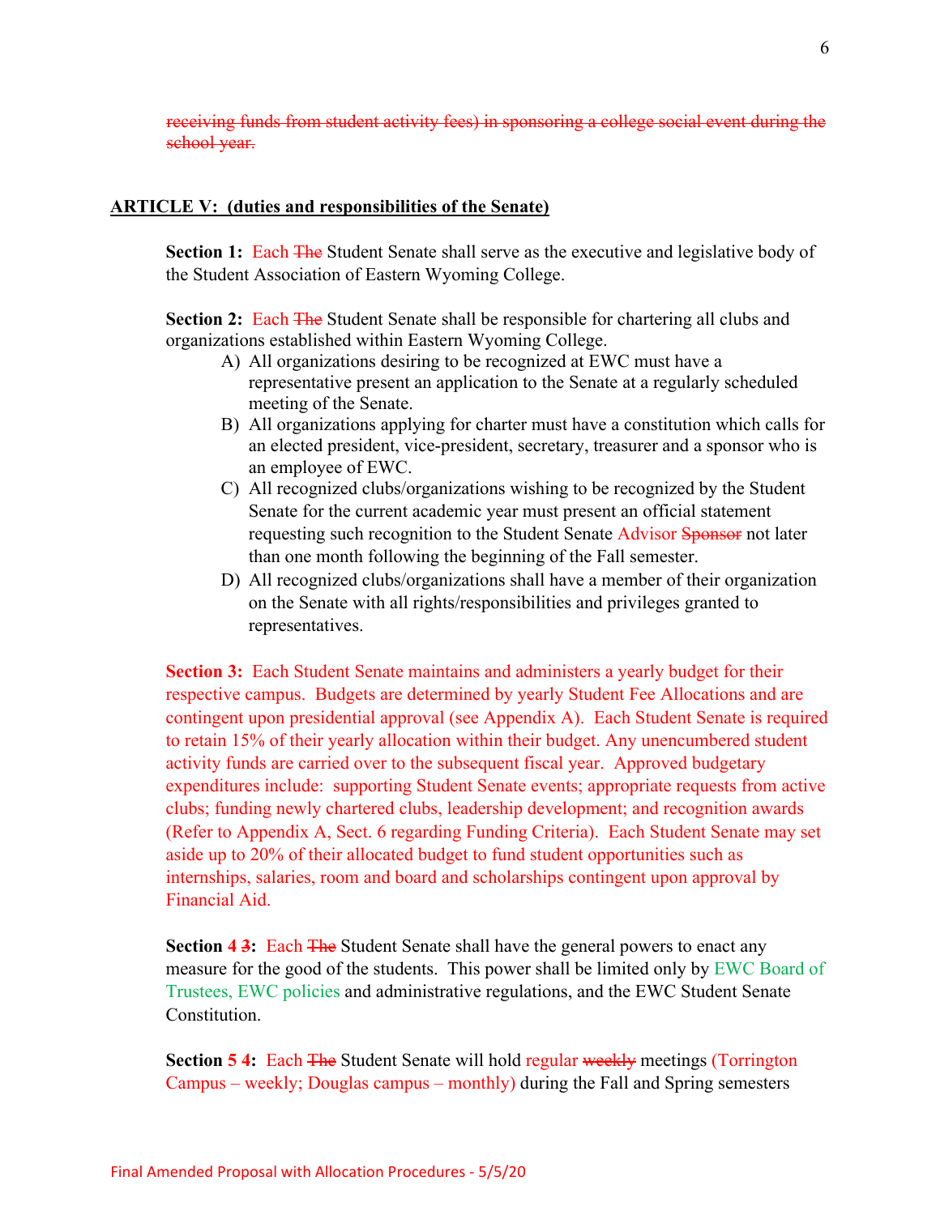~~receiving funds from student activity fees) in sponsoring a college social event during the school year.~~

**ARTICLE V: (duties and responsibilities of the Senate)**

**Section 1:** Each ~~The~~ Student Senate shall serve as the executive and legislative body of the Student Association of Eastern Wyoming College.

**Section 2:** Each ~~The~~ Student Senate shall be responsible for chartering all clubs and organizations established within Eastern Wyoming College.

A) All organizations desiring to be recognized at EWC must have a representative present an application to the Senate at a regularly scheduled meeting of the Senate.
B) All organizations applying for charter must have a constitution which calls for an elected president, vice-president, secretary, treasurer and a sponsor who is an employee of EWC.
C) All recognized clubs/organizations wishing to be recognized by the Student Senate for the current academic year must present an official statement requesting such recognition to the Student Senate Advisor ~~Sponsor~~ not later than one month following the beginning of the Fall semester.
D) All recognized clubs/organizations shall have a member of their organization on the Senate with all rights/responsibilities and privileges granted to representatives.

**Section 3:** Each Student Senate maintains and administers a yearly budget for their respective campus. Budgets are determined by yearly Student Fee Allocations and are contingent upon presidential approval (see Appendix A). Each Student Senate is required to retain 15% of their yearly allocation within their budget. Any unencumbered student activity funds are carried over to the subsequent fiscal year. Approved budgetary expenditures include: supporting Student Senate events; appropriate requests from active clubs; funding newly chartered clubs, leadership development; and recognition awards (Refer to Appendix A, Sect. 6 regarding Funding Criteria). Each Student Senate may set aside up to 20% of their allocated budget to fund student opportunities such as internships, salaries, room and board and scholarships contingent upon approval by Financial Aid.

**Section 4 ~~3~~:** Each ~~The~~ Student Senate shall have the general powers to enact any measure for the good of the students. This power shall be limited only by EWC Board of Trustees, EWC policies and administrative regulations, and the EWC Student Senate Constitution.

**Section 5 ~~4~~:** Each ~~The~~ Student Senate will hold regular ~~weekly~~ meetings (Torrington Campus – weekly; Douglas campus – monthly) during the Fall and Spring semesters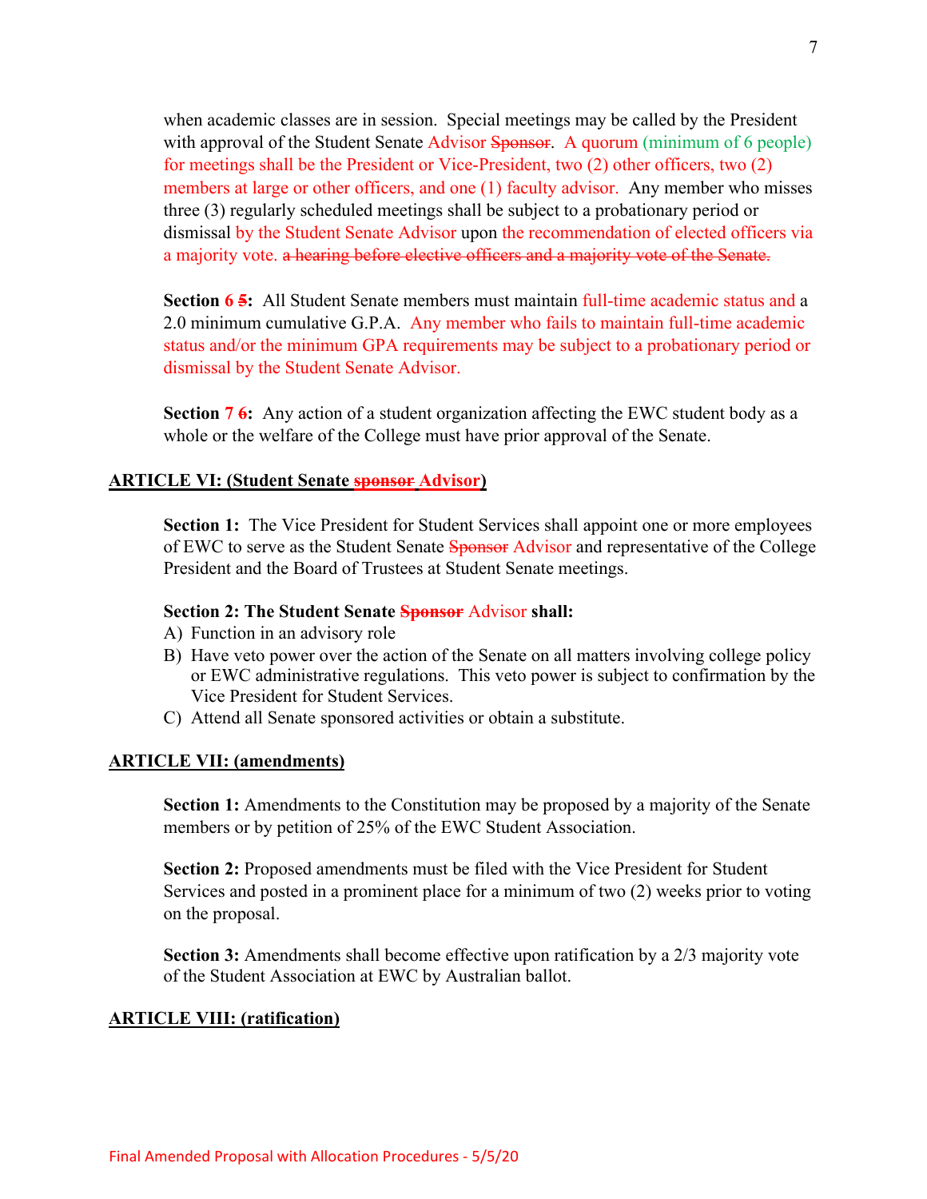when academic classes are in session. Special meetings may be called by the President with approval of the Student Senate Advisor ~~Sponsor~~. A quorum (minimum of 6 people) for meetings shall be the President or Vice-President, two (2) other officers, two (2) members at large or other officers, and one (1) faculty advisor. Any member who misses three (3) regularly scheduled meetings shall be subject to a probationary period or dismissal by the Student Senate Advisor upon the recommendation of elected officers via a majority vote. ~~a hearing before elective officers and a majority vote of the Senate.~~

**Section 6 ~~5~~:** All Student Senate members must maintain full-time academic status and a 2.0 minimum cumulative G.P.A. Any member who fails to maintain full-time academic status and/or the minimum GPA requirements may be subject to a probationary period or dismissal by the Student Senate Advisor.

**Section 7 ~~6~~:** Any action of a student organization affecting the EWC student body as a whole or the welfare of the College must have prior approval of the Senate.

## ARTICLE VI: (Student Senate ~~sponsor~~ Advisor)

**Section 1:** The Vice President for Student Services shall appoint one or more employees of EWC to serve as the Student Senate ~~Sponsor~~ Advisor and representative of the College President and the Board of Trustees at Student Senate meetings.

**Section 2: The Student Senate ~~Sponsor~~ Advisor shall:**

A) Function in an advisory role
B) Have veto power over the action of the Senate on all matters involving college policy or EWC administrative regulations. This veto power is subject to confirmation by the Vice President for Student Services.
C) Attend all Senate sponsored activities or obtain a substitute.

## ARTICLE VII: (amendments)

**Section 1:** Amendments to the Constitution may be proposed by a majority of the Senate members or by petition of 25% of the EWC Student Association.

**Section 2:** Proposed amendments must be filed with the Vice President for Student Services and posted in a prominent place for a minimum of two (2) weeks prior to voting on the proposal.

**Section 3:** Amendments shall become effective upon ratification by a 2/3 majority vote of the Student Association at EWC by Australian ballot.

## ARTICLE VIII: (ratification)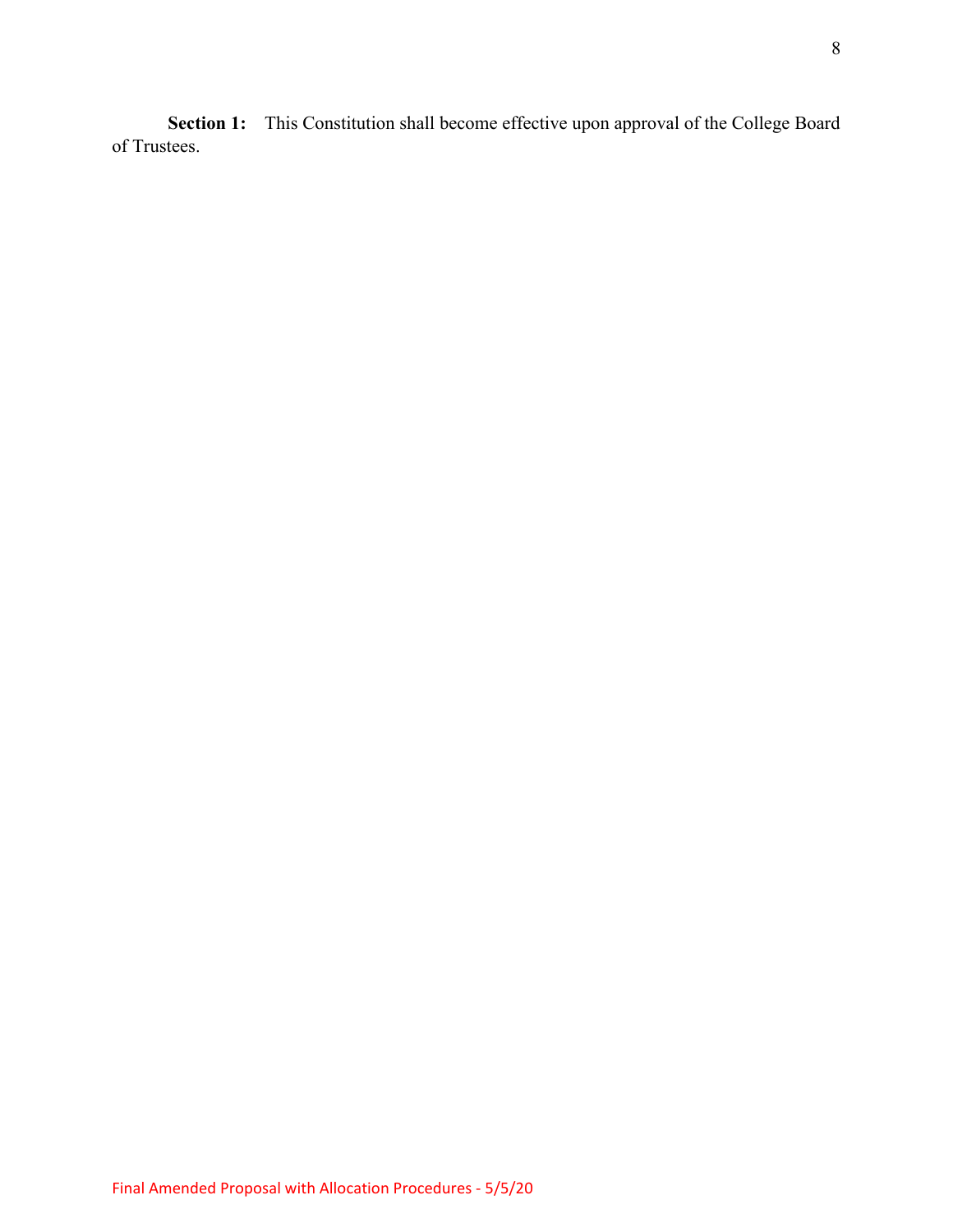**Section 1:** This Constitution shall become effective upon approval of the College Board of Trustees.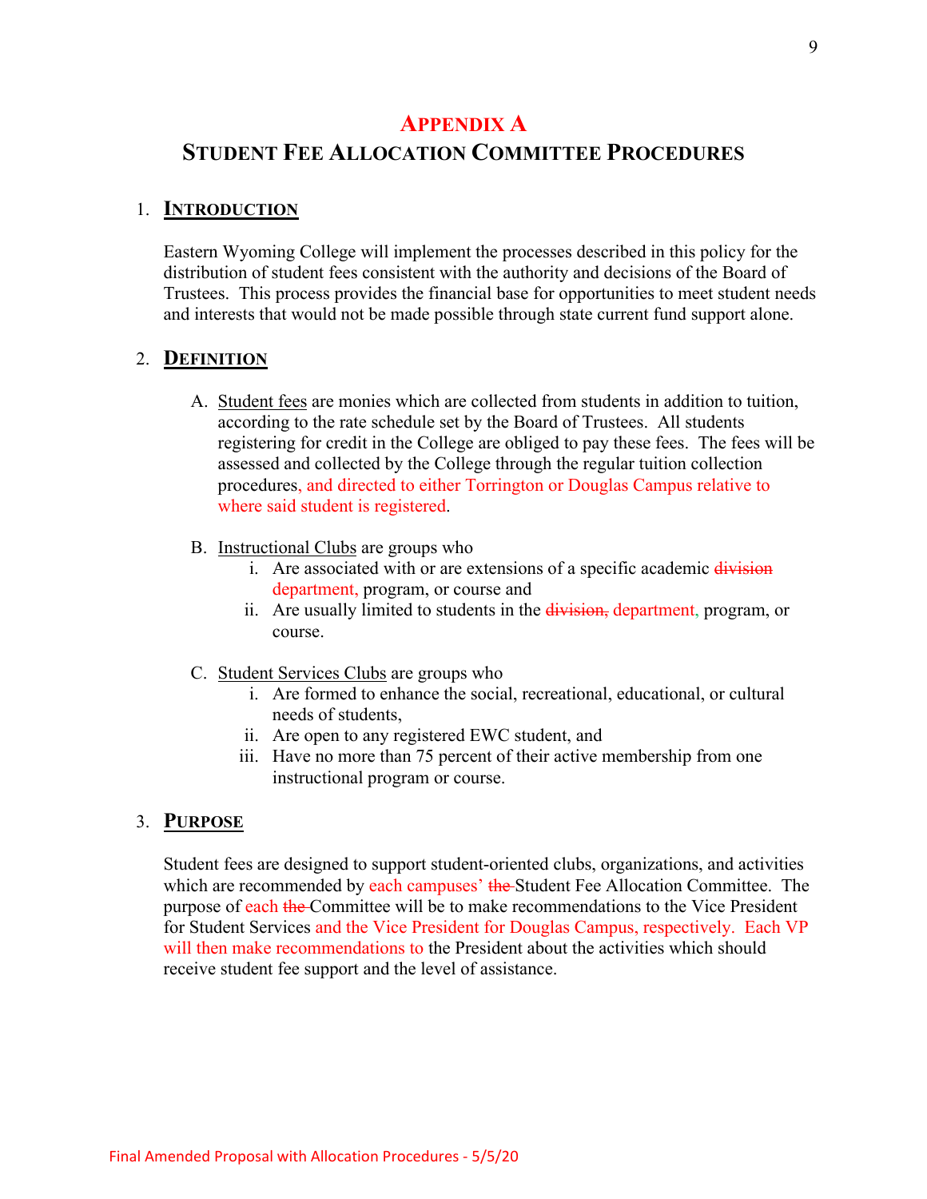# APPENDIX A

## STUDENT FEE ALLOCATION COMMITTEE PROCEDURES

1. **INTRODUCTION**

   Eastern Wyoming College will implement the processes described in this policy for the distribution of student fees consistent with the authority and decisions of the Board of Trustees. This process provides the financial base for opportunities to meet student needs and interests that would not be made possible through state current fund support alone.

2. **DEFINITION**

   A. Student fees are monies which are collected from students in addition to tuition, according to the rate schedule set by the Board of Trustees. All students registering for credit in the College are obliged to pay these fees. The fees will be assessed and collected by the College through the regular tuition collection procedures, and directed to either Torrington or Douglas Campus relative to where said student is registered.

   B. Instructional Clubs are groups who
      1. Are associated with or are extensions of a specific academic ~~division~~ department, program, or course and
      2. Are usually limited to students in the ~~division,~~ department, program, or course.

   C. Student Services Clubs are groups who
      1. Are formed to enhance the social, recreational, educational, or cultural needs of students,
      2. Are open to any registered EWC student, and
      3. Have no more than 75 percent of their active membership from one instructional program or course.

3. **PURPOSE**

   Student fees are designed to support student-oriented clubs, organizations, and activities which are recommended by each campuses' ~~the~~ Student Fee Allocation Committee. The purpose of each ~~the~~ Committee will be to make recommendations to the Vice President for Student Services and the Vice President for Douglas Campus, respectively. Each VP will then make recommendations to the President about the activities which should receive student fee support and the level of assistance.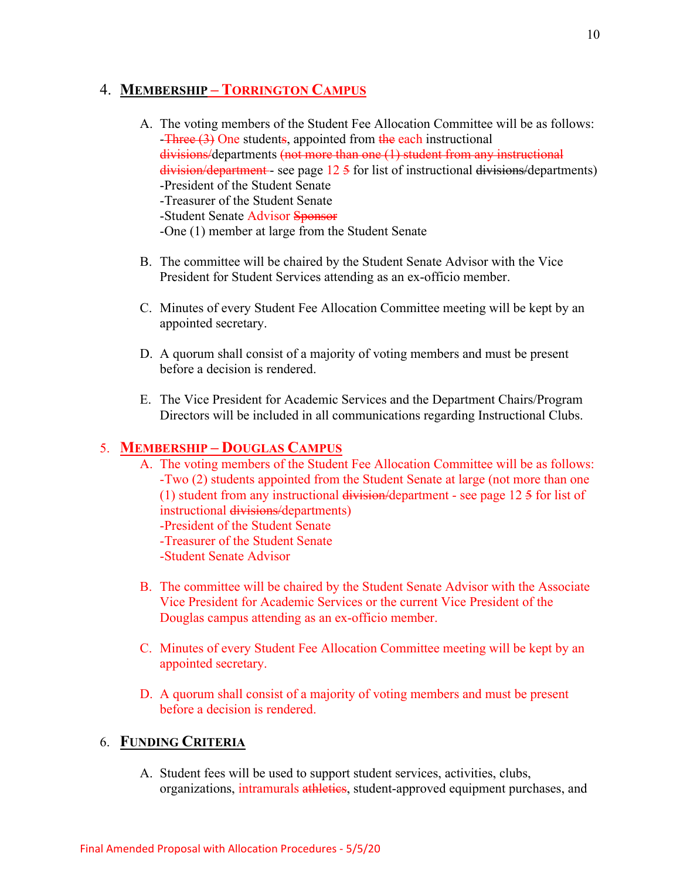## 4. MEMBERSHIP – TORRINGTON CAMPUS

A. The voting members of the Student Fee Allocation Committee will be as follows:
   -~~Three (3)~~ One student~~s~~, appointed from ~~the~~ each instructional ~~divisions/~~departments ~~(not more than one (1) student from any instructional division/department~~ - see page 12 ~~5~~ for list of instructional ~~divisions/~~departments)
   -President of the Student Senate
   -Treasurer of the Student Senate
   -Student Senate Advisor ~~Sponsor~~
   -One (1) member at large from the Student Senate

B. The committee will be chaired by the Student Senate Advisor with the Vice President for Student Services attending as an ex-officio member.

C. Minutes of every Student Fee Allocation Committee meeting will be kept by an appointed secretary.

D. A quorum shall consist of a majority of voting members and must be present before a decision is rendered.

E. The Vice President for Academic Services and the Department Chairs/Program Directors will be included in all communications regarding Instructional Clubs.

## 5. MEMBERSHIP – DOUGLAS CAMPUS

A. The voting members of the Student Fee Allocation Committee will be as follows:
   -Two (2) students appointed from the Student Senate at large (not more than one (1) student from any instructional ~~division/~~department - see page 12 ~~5~~ for list of instructional ~~divisions/~~departments)
   -President of the Student Senate
   -Treasurer of the Student Senate
   -Student Senate Advisor

B. The committee will be chaired by the Student Senate Advisor with the Associate Vice President for Academic Services or the current Vice President of the Douglas campus attending as an ex-officio member.

C. Minutes of every Student Fee Allocation Committee meeting will be kept by an appointed secretary.

D. A quorum shall consist of a majority of voting members and must be present before a decision is rendered.

## 6. FUNDING CRITERIA

A. Student fees will be used to support student services, activities, clubs, organizations, intramurals ~~athletics~~, student-approved equipment purchases, and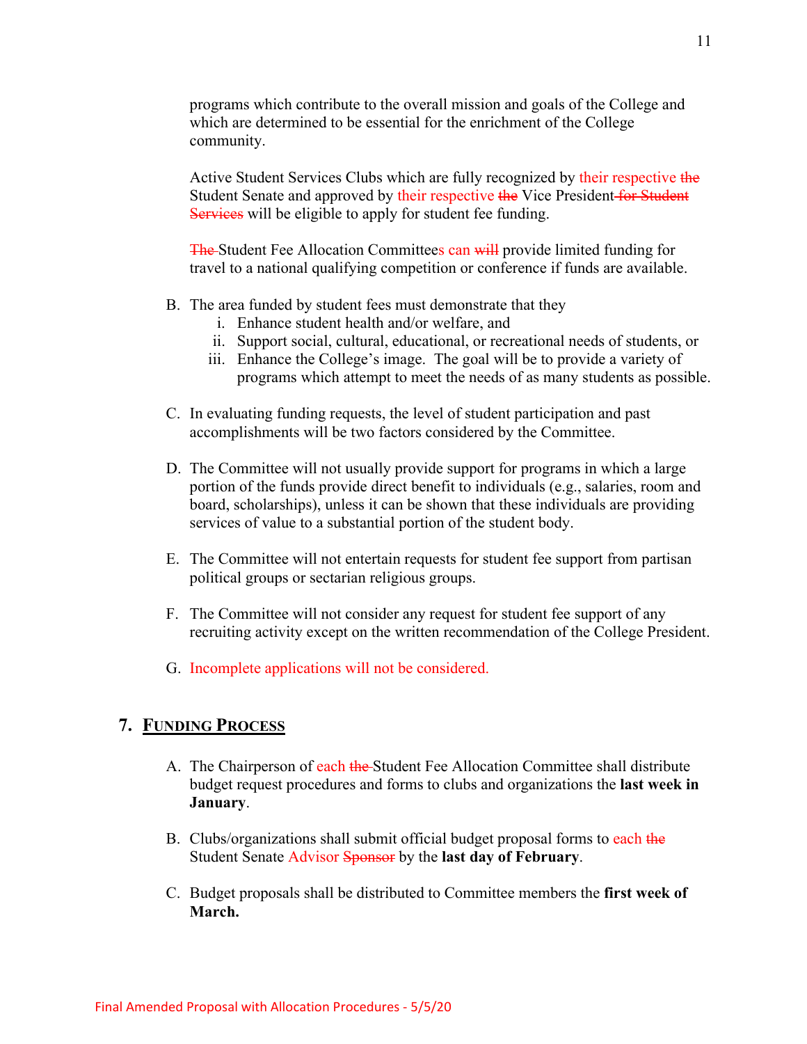programs which contribute to the overall mission and goals of the College and which are determined to be essential for the enrichment of the College community.

Active Student Services Clubs which are fully recognized by their respective ~~the~~ Student Senate and approved by their respective ~~the~~ Vice President ~~for Student Services~~ will be eligible to apply for student fee funding.

~~The~~ Student Fee Allocation Committees can ~~will~~ provide limited funding for travel to a national qualifying competition or conference if funds are available.

B. The area funded by student fees must demonstrate that they
   i. Enhance student health and/or welfare, and
   ii. Support social, cultural, educational, or recreational needs of students, or
   iii. Enhance the College's image. The goal will be to provide a variety of programs which attempt to meet the needs of as many students as possible.

C. In evaluating funding requests, the level of student participation and past accomplishments will be two factors considered by the Committee.

D. The Committee will not usually provide support for programs in which a large portion of the funds provide direct benefit to individuals (e.g., salaries, room and board, scholarships), unless it can be shown that these individuals are providing services of value to a substantial portion of the student body.

E. The Committee will not entertain requests for student fee support from partisan political groups or sectarian religious groups.

F. The Committee will not consider any request for student fee support of any recruiting activity except on the written recommendation of the College President.

G. Incomplete applications will not be considered.

## 7. FUNDING PROCESS

A. The Chairperson of each ~~the~~ Student Fee Allocation Committee shall distribute budget request procedures and forms to clubs and organizations the **last week in January**.

B. Clubs/organizations shall submit official budget proposal forms to each ~~the~~ Student Senate Advisor ~~Sponsor~~ by the **last day of February**.

C. Budget proposals shall be distributed to Committee members the **first week of March.**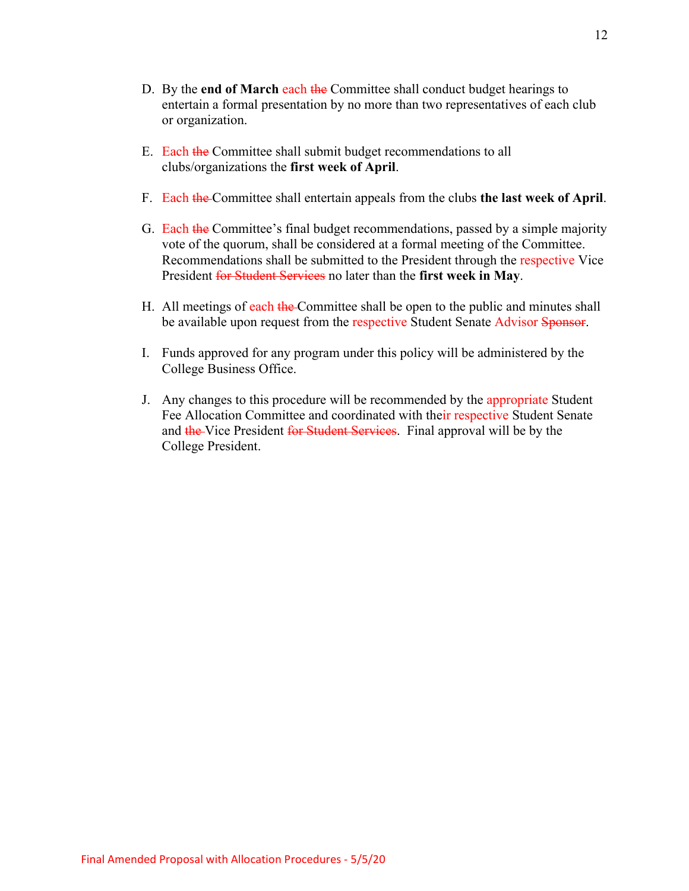D. By the **end of March** each ~~the~~ Committee shall conduct budget hearings to entertain a formal presentation by no more than two representatives of each club or organization.

E. Each ~~the~~ Committee shall submit budget recommendations to all clubs/organizations the **first week of April**.

F. Each ~~the~~ Committee shall entertain appeals from the clubs **the last week of April**.

G. Each ~~the~~ Committee's final budget recommendations, passed by a simple majority vote of the quorum, shall be considered at a formal meeting of the Committee. Recommendations shall be submitted to the President through the respective Vice President ~~for Student Services~~ no later than the **first week in May**.

H. All meetings of each ~~the~~ Committee shall be open to the public and minutes shall be available upon request from the respective Student Senate Advisor ~~Sponsor~~.

I. Funds approved for any program under this policy will be administered by the College Business Office.

J. Any changes to this procedure will be recommended by the appropriate Student Fee Allocation Committee and coordinated with their respective Student Senate and ~~the~~ Vice President ~~for Student Services~~. Final approval will be by the College President.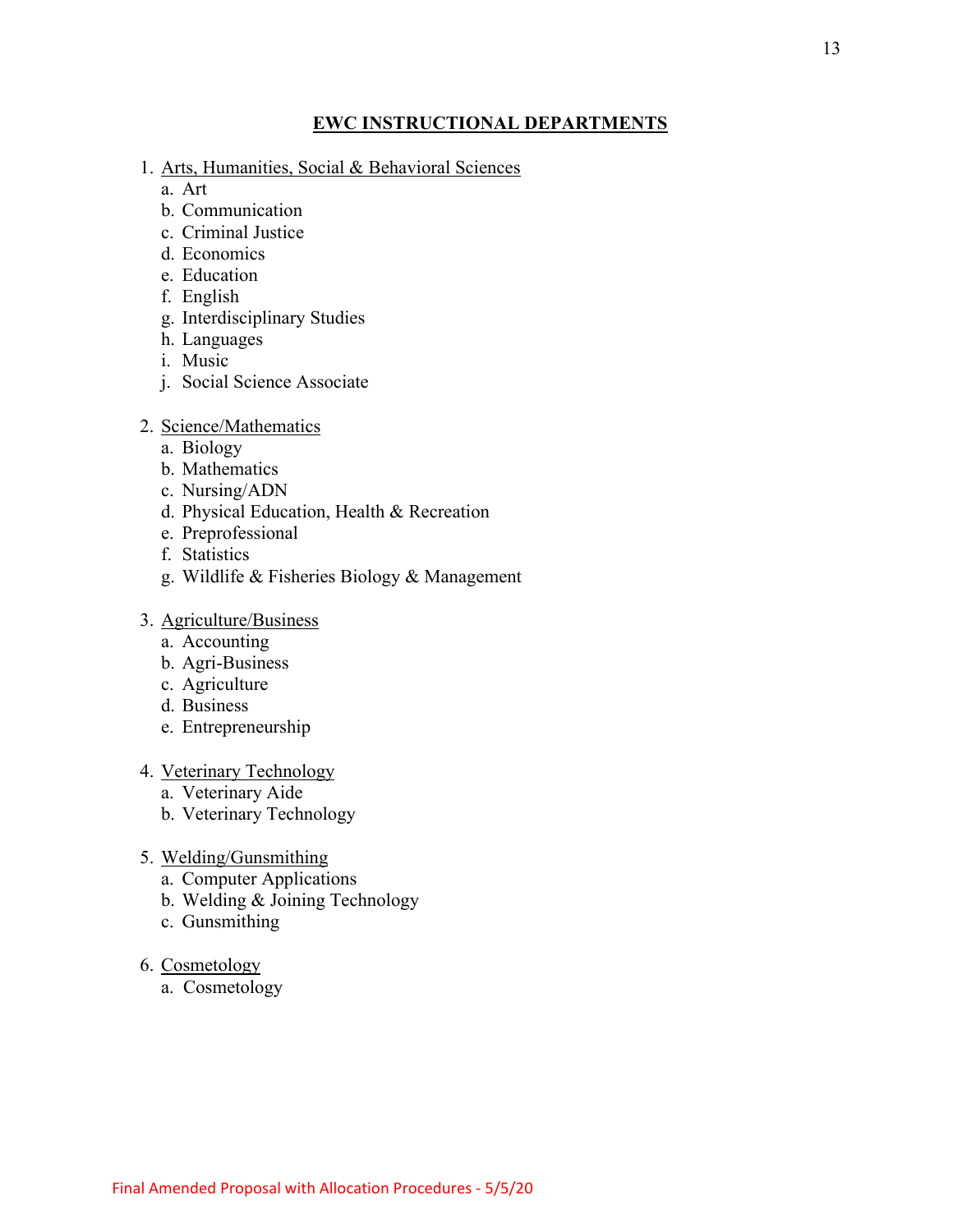## EWC INSTRUCTIONAL DEPARTMENTS

1. Arts, Humanities, Social & Behavioral Sciences
   a. Art
   b. Communication
   c. Criminal Justice
   d. Economics
   e. Education
   f. English
   g. Interdisciplinary Studies
   h. Languages
   i. Music
   j. Social Science Associate

2. Science/Mathematics
   a. Biology
   b. Mathematics
   c. Nursing/ADN
   d. Physical Education, Health & Recreation
   e. Preprofessional
   f. Statistics
   g. Wildlife & Fisheries Biology & Management

3. Agriculture/Business
   a. Accounting
   b. Agri-Business
   c. Agriculture
   d. Business
   e. Entrepreneurship

4. Veterinary Technology
   a. Veterinary Aide
   b. Veterinary Technology

5. Welding/Gunsmithing
   a. Computer Applications
   b. Welding & Joining Technology
   c. Gunsmithing

6. Cosmetology
   a. Cosmetology